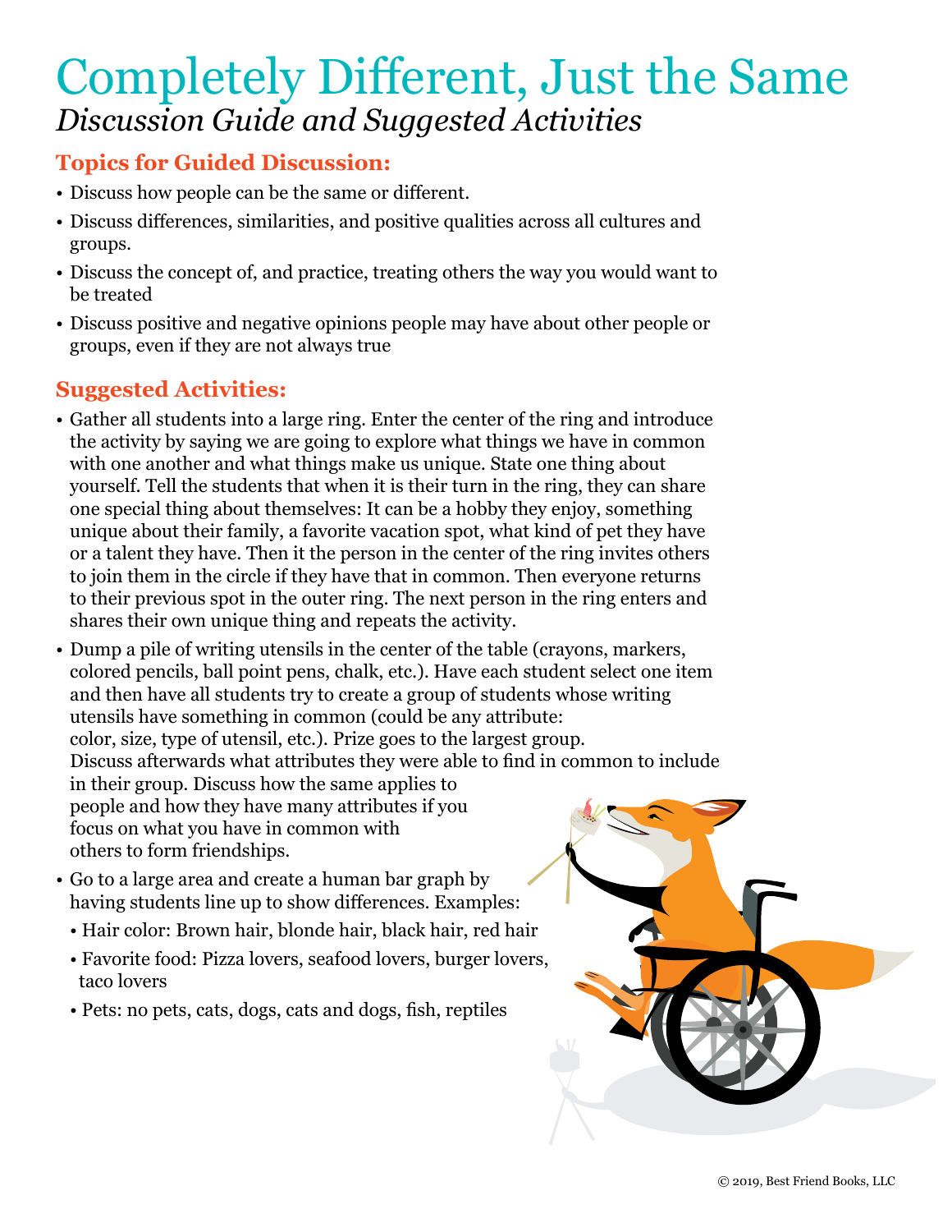# Completely Different, Just the Same

*Discussion Guide and Suggested Activities*

## Topics for Guided Discussion:

- Discuss how people can be the same or different.
- Discuss differences, similarities, and positive qualities across all cultures and groups.
- Discuss the concept of, and practice, treating others the way you would want to be treated
- Discuss positive and negative opinions people may have about other people or groups, even if they are not always true

## Suggested Activities:

- Gather all students into a large ring. Enter the center of the ring and introduce the activity by saying we are going to explore what things we have in common with one another and what things make us unique. State one thing about yourself. Tell the students that when it is their turn in the ring, they can share one special thing about themselves: It can be a hobby they enjoy, something unique about their family, a favorite vacation spot, what kind of pet they have or a talent they have. Then it the person in the center of the ring invites others to join them in the circle if they have that in common. Then everyone returns to their previous spot in the outer ring. The next person in the ring enters and shares their own unique thing and repeats the activity.
- Dump a pile of writing utensils in the center of the table (crayons, markers, colored pencils, ball point pens, chalk, etc.). Have each student select one item and then have all students try to create a group of students whose writing utensils have something in common (could be any attribute: color, size, type of utensil, etc.). Prize goes to the largest group. Discuss afterwards what attributes they were able to find in common to include in their group. Discuss how the same applies to people and how they have many attributes if you focus on what you have in common with others to form friendships.
- Go to a large area and create a human bar graph by having students line up to show differences. Examples:
  - Hair color: Brown hair, blonde hair, black hair, red hair
  - Favorite food: Pizza lovers, seafood lovers, burger lovers, taco lovers
  - Pets: no pets, cats, dogs, cats and dogs, fish, reptiles

© 2019, Best Friend Books, LLC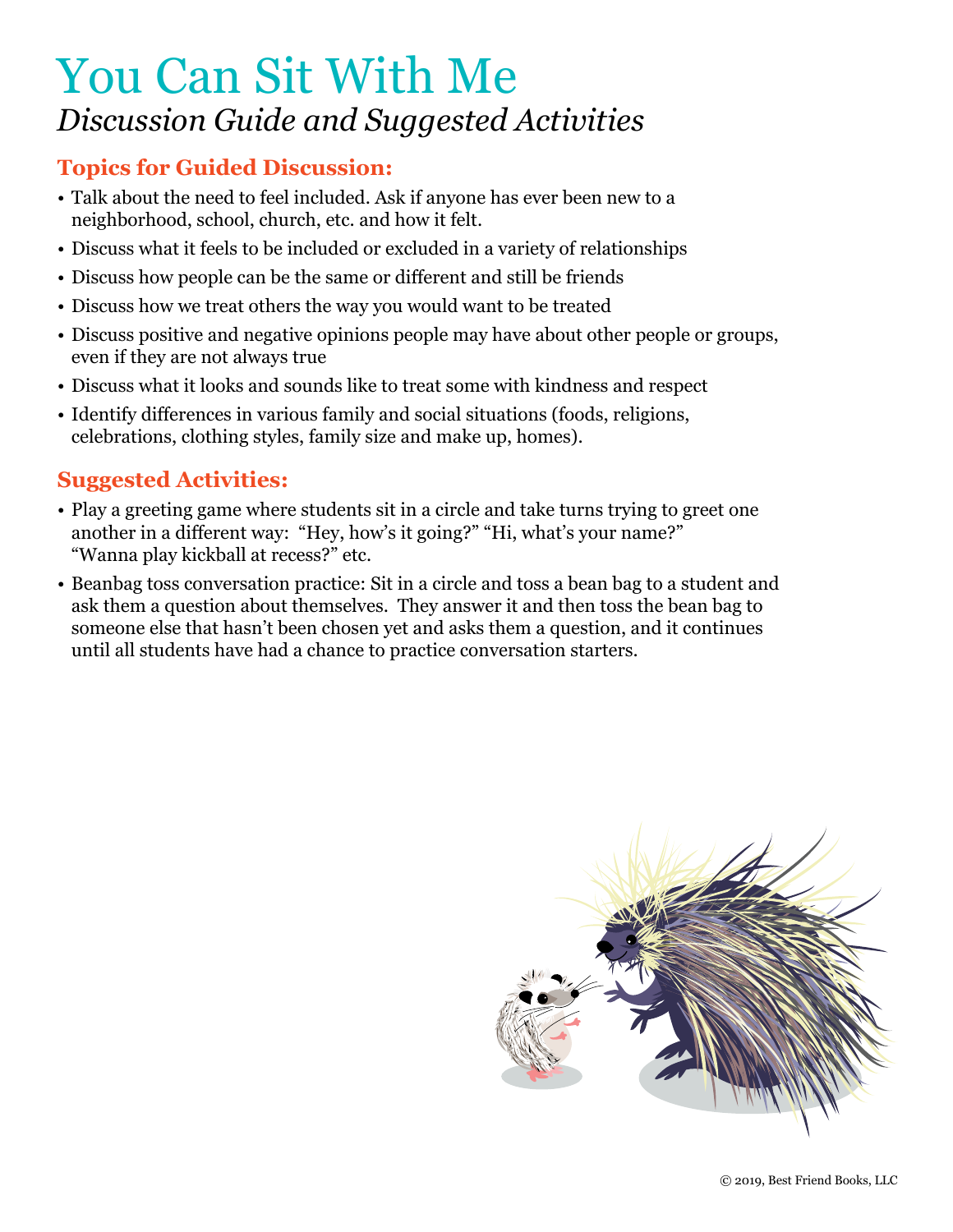# You Can Sit With Me

## *Discussion Guide and Suggested Activities*

### Topics for Guided Discussion:

- Talk about the need to feel included. Ask if anyone has ever been new to a neighborhood, school, church, etc. and how it felt.
- Discuss what it feels to be included or excluded in a variety of relationships
- Discuss how people can be the same or different and still be friends
- Discuss how we treat others the way you would want to be treated
- Discuss positive and negative opinions people may have about other people or groups, even if they are not always true
- Discuss what it looks and sounds like to treat some with kindness and respect
- Identify differences in various family and social situations (foods, religions, celebrations, clothing styles, family size and make up, homes).

### Suggested Activities:

- Play a greeting game where students sit in a circle and take turns trying to greet one another in a different way: "Hey, how's it going?" "Hi, what's your name?" "Wanna play kickball at recess?" etc.
- Beanbag toss conversation practice: Sit in a circle and toss a bean bag to a student and ask them a question about themselves. They answer it and then toss the bean bag to someone else that hasn't been chosen yet and asks them a question, and it continues until all students have had a chance to practice conversation starters.

© 2019, Best Friend Books, LLC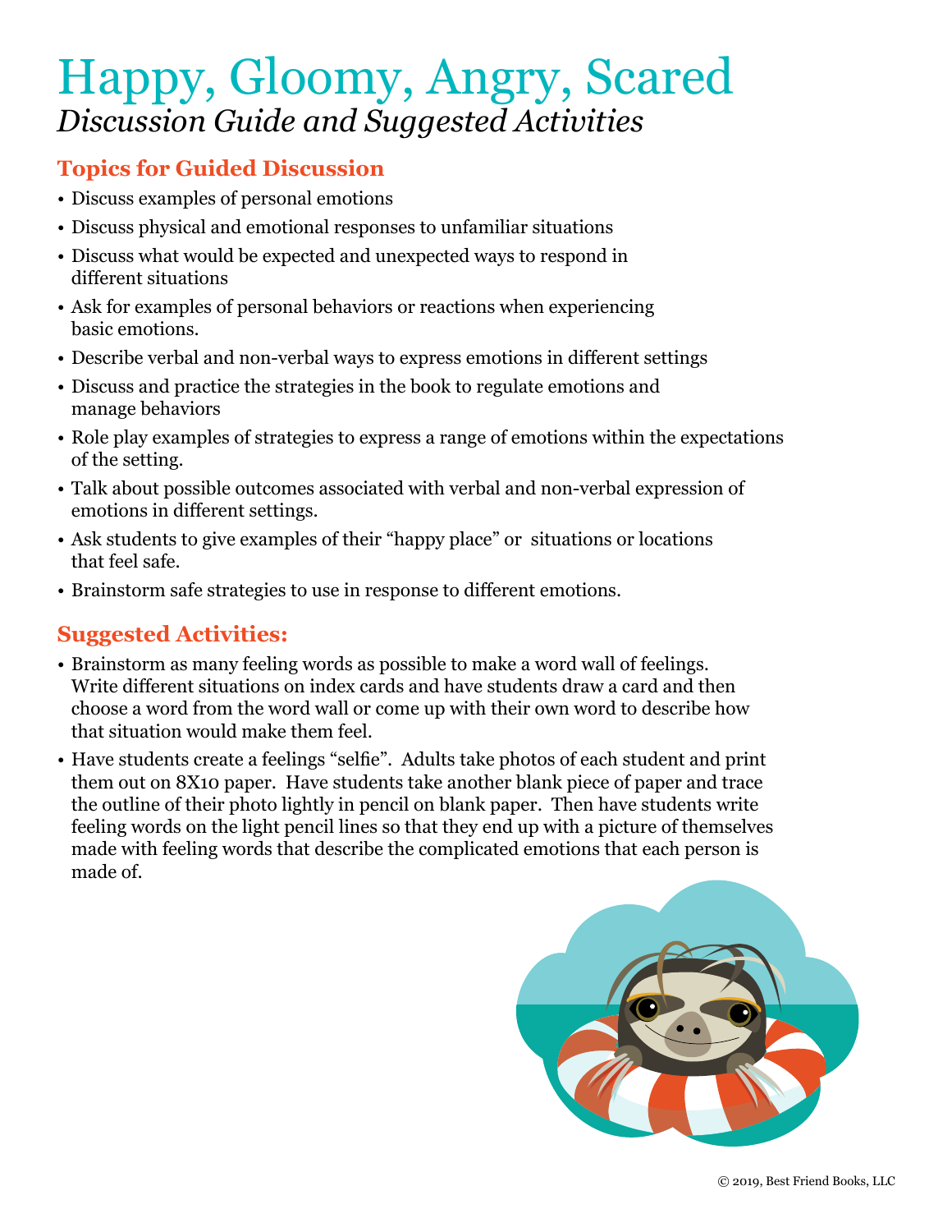# Happy, Gloomy, Angry, Scared

*Discussion Guide and Suggested Activities*

## Topics for Guided Discussion

- Discuss examples of personal emotions
- Discuss physical and emotional responses to unfamiliar situations
- Discuss what would be expected and unexpected ways to respond in different situations
- Ask for examples of personal behaviors or reactions when experiencing basic emotions.
- Describe verbal and non-verbal ways to express emotions in different settings
- Discuss and practice the strategies in the book to regulate emotions and manage behaviors
- Role play examples of strategies to express a range of emotions within the expectations of the setting.
- Talk about possible outcomes associated with verbal and non-verbal expression of emotions in different settings.
- Ask students to give examples of their "happy place" or situations or locations that feel safe.
- Brainstorm safe strategies to use in response to different emotions.

## Suggested Activities:

- Brainstorm as many feeling words as possible to make a word wall of feelings. Write different situations on index cards and have students draw a card and then choose a word from the word wall or come up with their own word to describe how that situation would make them feel.
- Have students create a feelings "selfie". Adults take photos of each student and print them out on 8X10 paper. Have students take another blank piece of paper and trace the outline of their photo lightly in pencil on blank paper. Then have students write feeling words on the light pencil lines so that they end up with a picture of themselves made with feeling words that describe the complicated emotions that each person is made of.

© 2019, Best Friend Books, LLC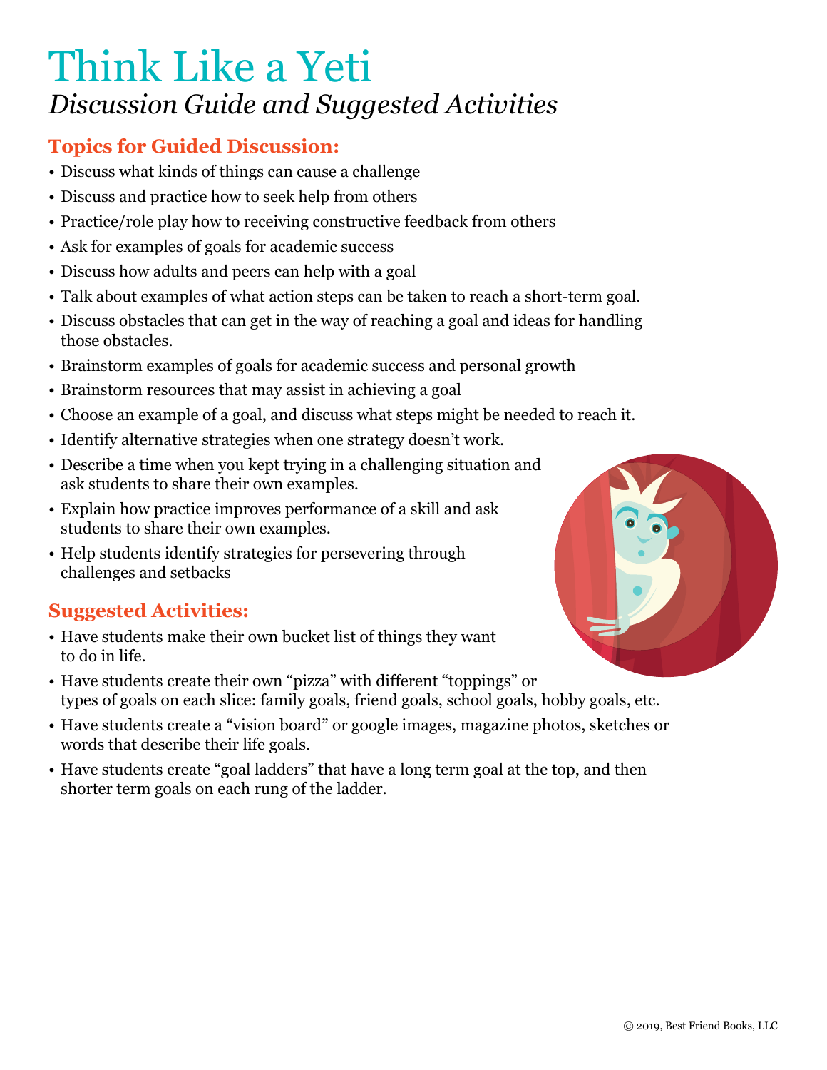# Think Like a Yeti

## *Discussion Guide and Suggested Activities*

### Topics for Guided Discussion:

- Discuss what kinds of things can cause a challenge
- Discuss and practice how to seek help from others
- Practice/role play how to receiving constructive feedback from others
- Ask for examples of goals for academic success
- Discuss how adults and peers can help with a goal
- Talk about examples of what action steps can be taken to reach a short-term goal.
- Discuss obstacles that can get in the way of reaching a goal and ideas for handling those obstacles.
- Brainstorm examples of goals for academic success and personal growth
- Brainstorm resources that may assist in achieving a goal
- Choose an example of a goal, and discuss what steps might be needed to reach it.
- Identify alternative strategies when one strategy doesn't work.
- Describe a time when you kept trying in a challenging situation and ask students to share their own examples.
- Explain how practice improves performance of a skill and ask students to share their own examples.
- Help students identify strategies for persevering through challenges and setbacks

### Suggested Activities:

- Have students make their own bucket list of things they want to do in life.
- Have students create their own "pizza" with different "toppings" or types of goals on each slice: family goals, friend goals, school goals, hobby goals, etc.
- Have students create a "vision board" or google images, magazine photos, sketches or words that describe their life goals.
- Have students create "goal ladders" that have a long term goal at the top, and then shorter term goals on each rung of the ladder.

© 2019, Best Friend Books, LLC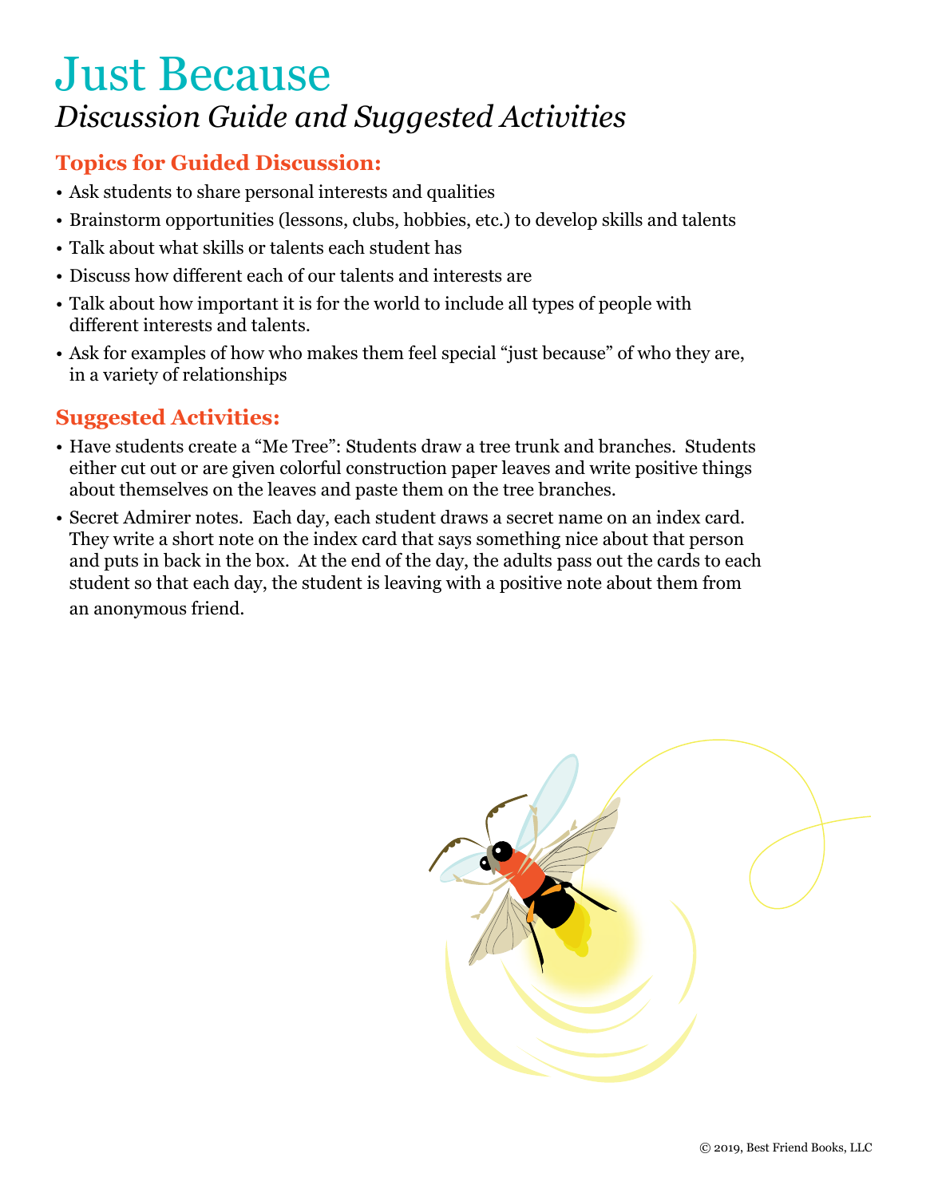# Just Because

## *Discussion Guide and Suggested Activities*

### Topics for Guided Discussion:

- Ask students to share personal interests and qualities
- Brainstorm opportunities (lessons, clubs, hobbies, etc.) to develop skills and talents
- Talk about what skills or talents each student has
- Discuss how different each of our talents and interests are
- Talk about how important it is for the world to include all types of people with different interests and talents.
- Ask for examples of how who makes them feel special "just because" of who they are, in a variety of relationships

### Suggested Activities:

- Have students create a "Me Tree": Students draw a tree trunk and branches. Students either cut out or are given colorful construction paper leaves and write positive things about themselves on the leaves and paste them on the tree branches.
- Secret Admirer notes. Each day, each student draws a secret name on an index card. They write a short note on the index card that says something nice about that person and puts in back in the box. At the end of the day, the adults pass out the cards to each student so that each day, the student is leaving with a positive note about them from an anonymous friend.

© 2019, Best Friend Books, LLC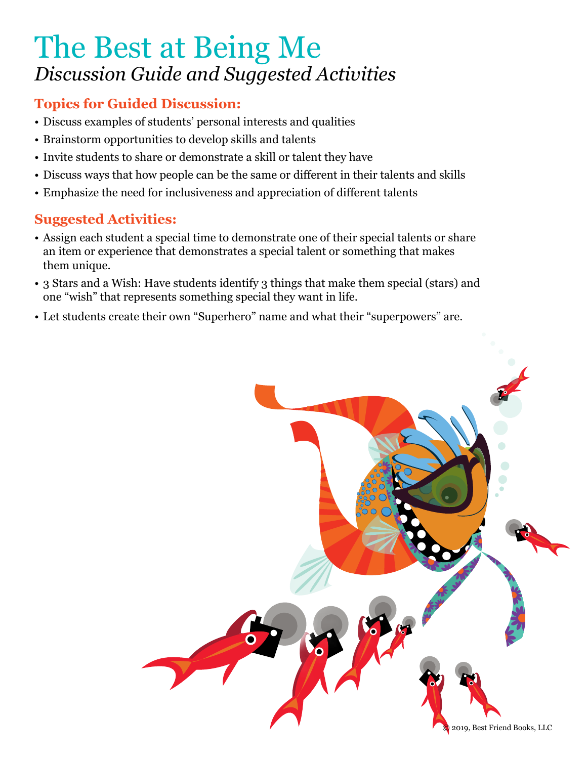# The Best at Being Me

*Discussion Guide and Suggested Activities*

## Topics for Guided Discussion:

- Discuss examples of students' personal interests and qualities
- Brainstorm opportunities to develop skills and talents
- Invite students to share or demonstrate a skill or talent they have
- Discuss ways that how people can be the same or different in their talents and skills
- Emphasize the need for inclusiveness and appreciation of different talents

## Suggested Activities:

- Assign each student a special time to demonstrate one of their special talents or share an item or experience that demonstrates a special talent or something that makes them unique.
- 3 Stars and a Wish: Have students identify 3 things that make them special (stars) and one "wish" that represents something special they want in life.
- Let students create their own "Superhero" name and what their "superpowers" are.

© 2019, Best Friend Books, LLC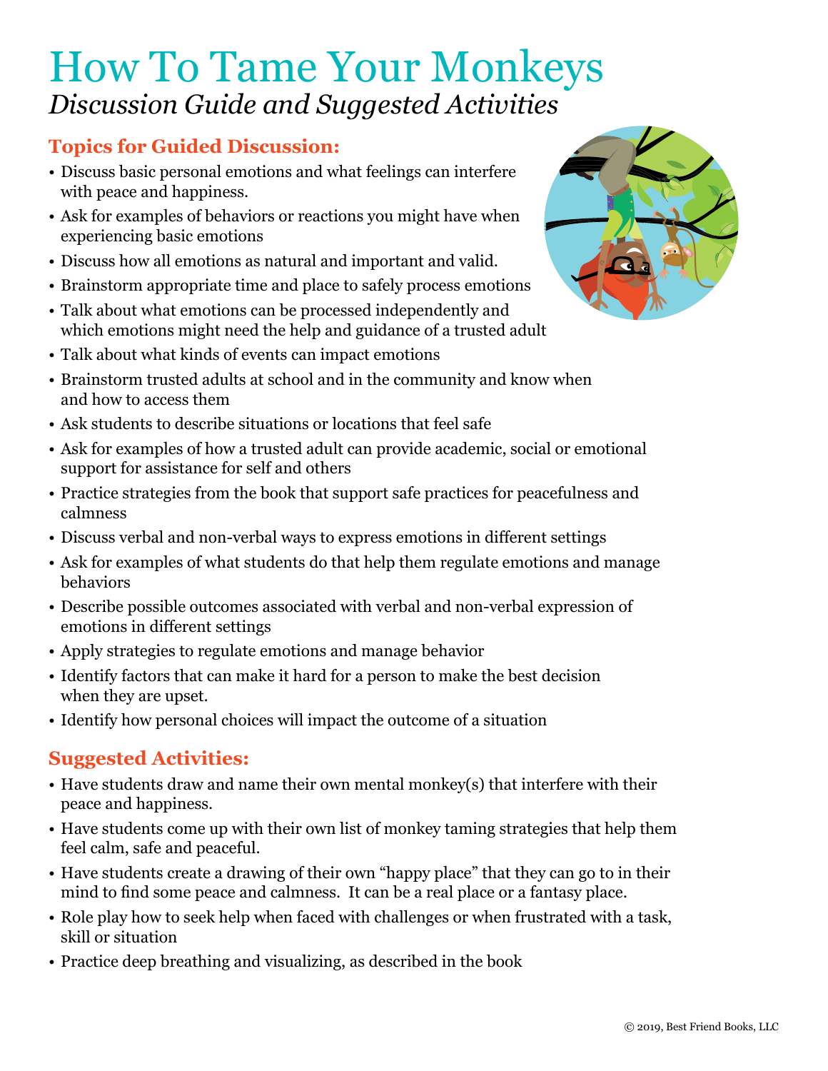# How To Tame Your Monkeys

*Discussion Guide and Suggested Activities*

## Topics for Guided Discussion:

- Discuss basic personal emotions and what feelings can interfere with peace and happiness.
- Ask for examples of behaviors or reactions you might have when experiencing basic emotions
- Discuss how all emotions as natural and important and valid.
- Brainstorm appropriate time and place to safely process emotions
- Talk about what emotions can be processed independently and which emotions might need the help and guidance of a trusted adult
- Talk about what kinds of events can impact emotions
- Brainstorm trusted adults at school and in the community and know when and how to access them
- Ask students to describe situations or locations that feel safe
- Ask for examples of how a trusted adult can provide academic, social or emotional support for assistance for self and others
- Practice strategies from the book that support safe practices for peacefulness and calmness
- Discuss verbal and non-verbal ways to express emotions in different settings
- Ask for examples of what students do that help them regulate emotions and manage behaviors
- Describe possible outcomes associated with verbal and non-verbal expression of emotions in different settings
- Apply strategies to regulate emotions and manage behavior
- Identify factors that can make it hard for a person to make the best decision when they are upset.
- Identify how personal choices will impact the outcome of a situation

## Suggested Activities:

- Have students draw and name their own mental monkey(s) that interfere with their peace and happiness.
- Have students come up with their own list of monkey taming strategies that help them feel calm, safe and peaceful.
- Have students create a drawing of their own "happy place" that they can go to in their mind to find some peace and calmness. It can be a real place or a fantasy place.
- Role play how to seek help when faced with challenges or when frustrated with a task, skill or situation
- Practice deep breathing and visualizing, as described in the book

© 2019, Best Friend Books, LLC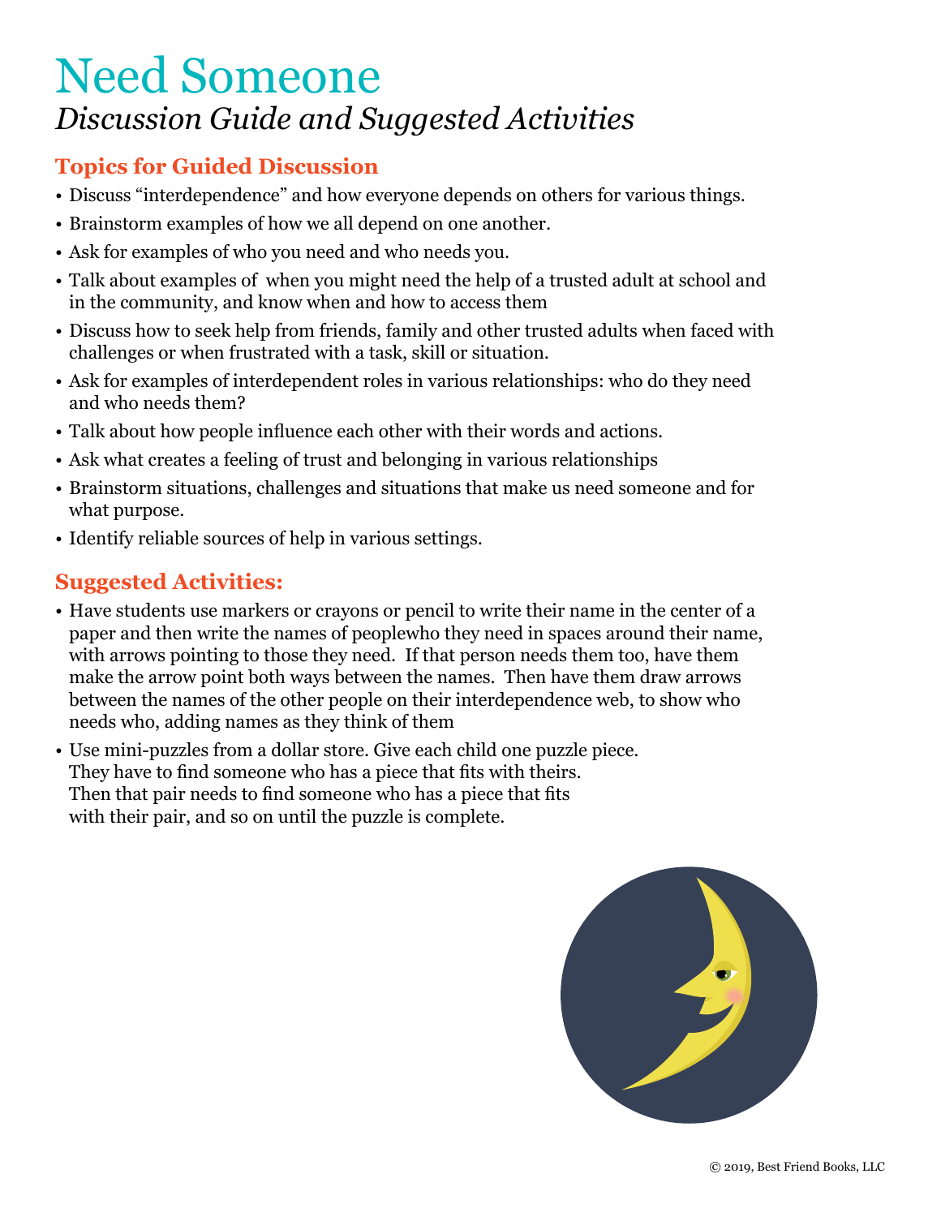# Need Someone

*Discussion Guide and Suggested Activities*

## Topics for Guided Discussion

- Discuss “interdependence” and how everyone depends on others for various things.
- Brainstorm examples of how we all depend on one another.
- Ask for examples of who you need and who needs you.
- Talk about examples of  when you might need the help of a trusted adult at school and in the community, and know when and how to access them
- Discuss how to seek help from friends, family and other trusted adults when faced with challenges or when frustrated with a task, skill or situation.
- Ask for examples of interdependent roles in various relationships: who do they need and who needs them?
- Talk about how people influence each other with their words and actions.
- Ask what creates a feeling of trust and belonging in various relationships
- Brainstorm situations, challenges and situations that make us need someone and for what purpose.
- Identify reliable sources of help in various settings.

## Suggested Activities:

- Have students use markers or crayons or pencil to write their name in the center of a paper and then write the names of peoplewho they need in spaces around their name, with arrows pointing to those they need.  If that person needs them too, have them make the arrow point both ways between the names.  Then have them draw arrows between the names of the other people on their interdependence web, to show who needs who, adding names as they think of them
- Use mini-puzzles from a dollar store. Give each child one puzzle piece. They have to find someone who has a piece that fits with theirs. Then that pair needs to find someone who has a piece that fits with their pair, and so on until the puzzle is complete.

© 2019, Best Friend Books, LLC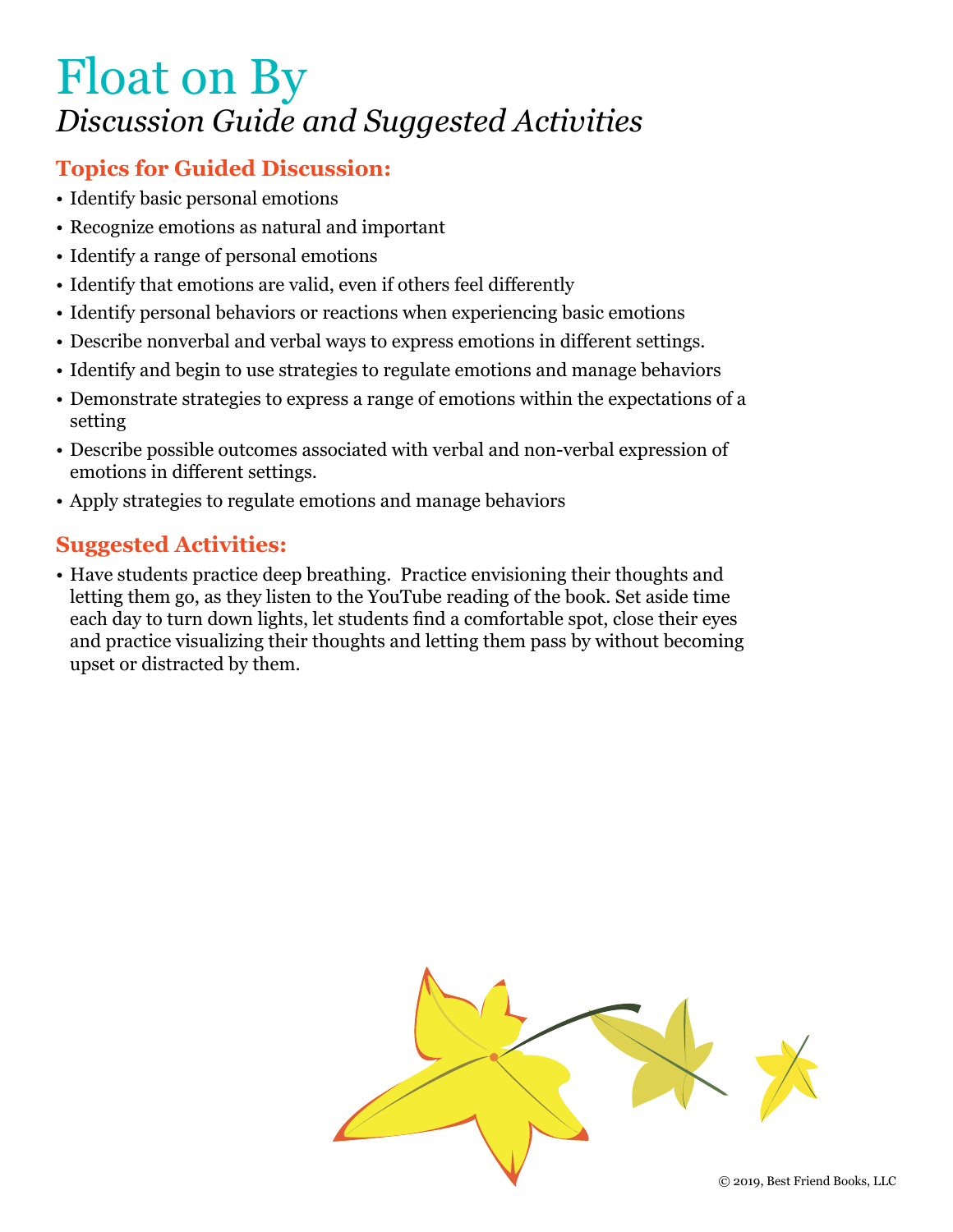# Float on By

## *Discussion Guide and Suggested Activities*

### Topics for Guided Discussion:

- Identify basic personal emotions
- Recognize emotions as natural and important
- Identify a range of personal emotions
- Identify that emotions are valid, even if others feel differently
- Identify personal behaviors or reactions when experiencing basic emotions
- Describe nonverbal and verbal ways to express emotions in different settings.
- Identify and begin to use strategies to regulate emotions and manage behaviors
- Demonstrate strategies to express a range of emotions within the expectations of a setting
- Describe possible outcomes associated with verbal and non-verbal expression of emotions in different settings.
- Apply strategies to regulate emotions and manage behaviors

### Suggested Activities:

- Have students practice deep breathing. Practice envisioning their thoughts and letting them go, as they listen to the YouTube reading of the book. Set aside time each day to turn down lights, let students find a comfortable spot, close their eyes and practice visualizing their thoughts and letting them pass by without becoming upset or distracted by them.

© 2019, Best Friend Books, LLC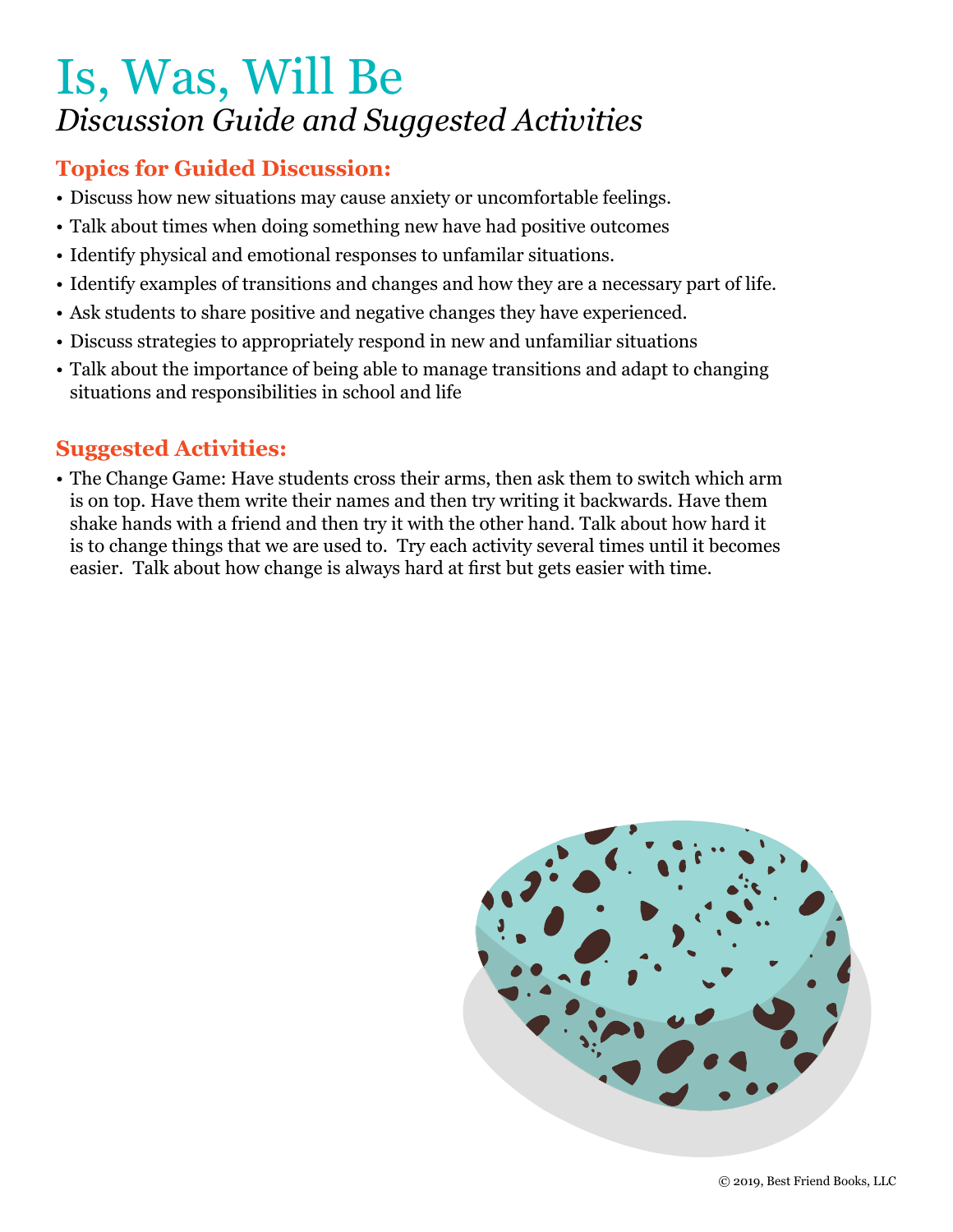# Is, Was, Will Be

*Discussion Guide and Suggested Activities*

## Topics for Guided Discussion:

- Discuss how new situations may cause anxiety or uncomfortable feelings.
- Talk about times when doing something new have had positive outcomes
- Identify physical and emotional responses to unfamilar situations.
- Identify examples of transitions and changes and how they are a necessary part of life.
- Ask students to share positive and negative changes they have experienced.
- Discuss strategies to appropriately respond in new and unfamiliar situations
- Talk about the importance of being able to manage transitions and adapt to changing situations and responsibilities in school and life

## Suggested Activities:

- The Change Game: Have students cross their arms, then ask them to switch which arm is on top. Have them write their names and then try writing it backwards. Have them shake hands with a friend and then try it with the other hand. Talk about how hard it is to change things that we are used to. Try each activity several times until it becomes easier. Talk about how change is always hard at first but gets easier with time.

© 2019, Best Friend Books, LLC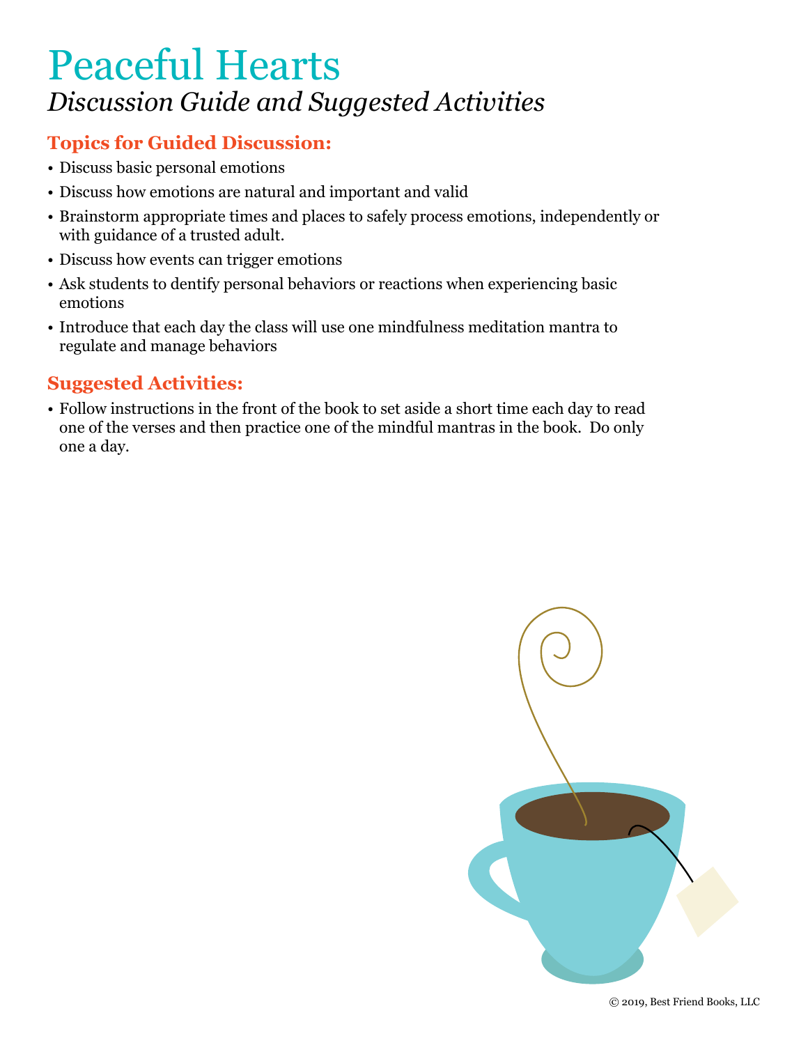# Peaceful Hearts

*Discussion Guide and Suggested Activities*

## Topics for Guided Discussion:

- Discuss basic personal emotions
- Discuss how emotions are natural and important and valid
- Brainstorm appropriate times and places to safely process emotions, independently or with guidance of a trusted adult.
- Discuss how events can trigger emotions
- Ask students to dentify personal behaviors or reactions when experiencing basic emotions
- Introduce that each day the class will use one mindfulness meditation mantra to regulate and manage behaviors

## Suggested Activities:

- Follow instructions in the front of the book to set aside a short time each day to read one of the verses and then practice one of the mindful mantras in the book. Do only one a day.

© 2019, Best Friend Books, LLC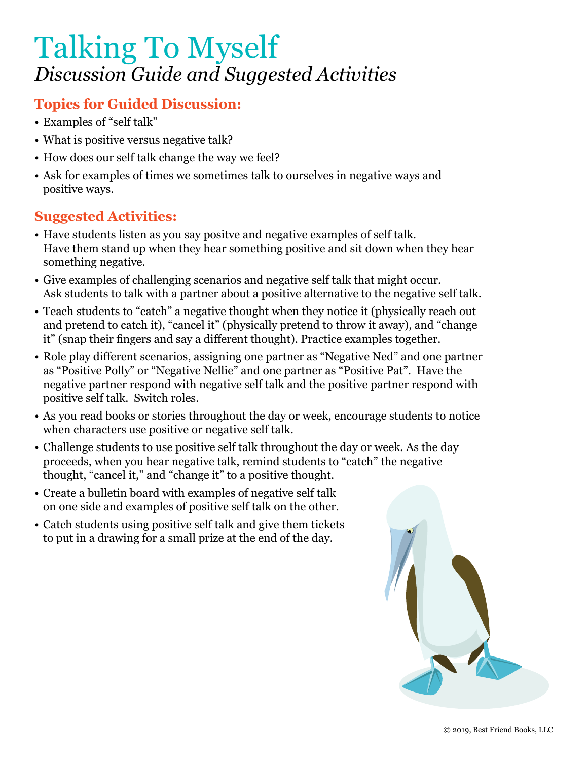# Talking To Myself

*Discussion Guide and Suggested Activities*

## Topics for Guided Discussion:

- Examples of "self talk"
- What is positive versus negative talk?
- How does our self talk change the way we feel?
- Ask for examples of times we sometimes talk to ourselves in negative ways and positive ways.

## Suggested Activities:

- Have students listen as you say positve and negative examples of self talk. Have them stand up when they hear something positive and sit down when they hear something negative.
- Give examples of challenging scenarios and negative self talk that might occur. Ask students to talk with a partner about a positive alternative to the negative self talk.
- Teach students to "catch" a negative thought when they notice it (physically reach out and pretend to catch it), "cancel it" (physically pretend to throw it away), and "change it" (snap their fingers and say a different thought). Practice examples together.
- Role play different scenarios, assigning one partner as "Negative Ned" and one partner as "Positive Polly" or "Negative Nellie" and one partner as "Positive Pat". Have the negative partner respond with negative self talk and the positive partner respond with positive self talk. Switch roles.
- As you read books or stories throughout the day or week, encourage students to notice when characters use positive or negative self talk.
- Challenge students to use positive self talk throughout the day or week. As the day proceeds, when you hear negative talk, remind students to "catch" the negative thought, "cancel it," and "change it" to a positive thought.
- Create a bulletin board with examples of negative self talk on one side and examples of positive self talk on the other.
- Catch students using positive self talk and give them tickets to put in a drawing for a small prize at the end of the day.

© 2019, Best Friend Books, LLC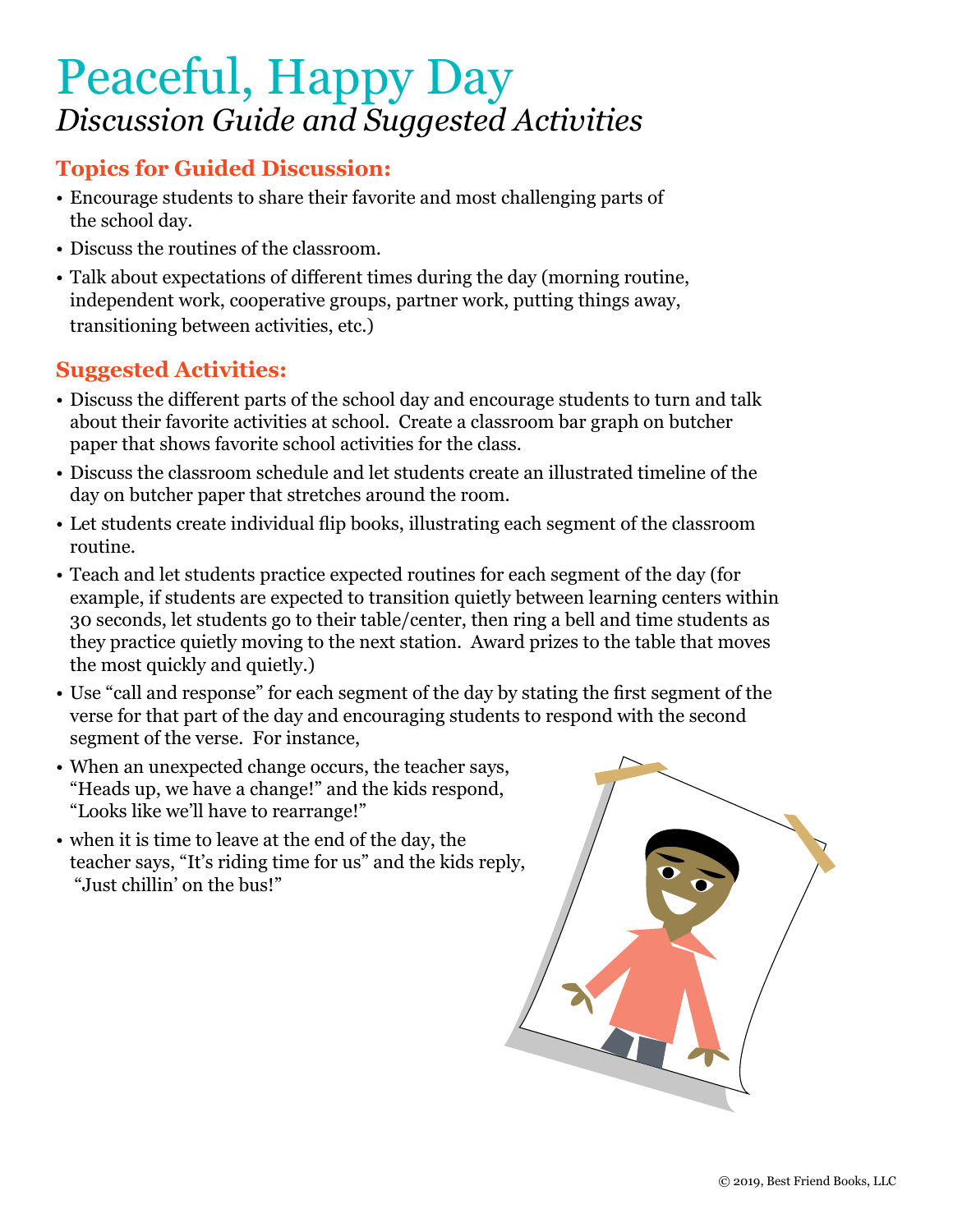# Peaceful, Happy Day

*Discussion Guide and Suggested Activities*

## Topics for Guided Discussion:

- Encourage students to share their favorite and most challenging parts of the school day.
- Discuss the routines of the classroom.
- Talk about expectations of different times during the day (morning routine, independent work, cooperative groups, partner work, putting things away, transitioning between activities, etc.)

## Suggested Activities:

- Discuss the different parts of the school day and encourage students to turn and talk about their favorite activities at school. Create a classroom bar graph on butcher paper that shows favorite school activities for the class.
- Discuss the classroom schedule and let students create an illustrated timeline of the day on butcher paper that stretches around the room.
- Let students create individual flip books, illustrating each segment of the classroom routine.
- Teach and let students practice expected routines for each segment of the day (for example, if students are expected to transition quietly between learning centers within 30 seconds, let students go to their table/center, then ring a bell and time students as they practice quietly moving to the next station. Award prizes to the table that moves the most quickly and quietly.)
- Use "call and response" for each segment of the day by stating the first segment of the verse for that part of the day and encouraging students to respond with the second segment of the verse. For instance,
- When an unexpected change occurs, the teacher says, "Heads up, we have a change!" and the kids respond, "Looks like we'll have to rearrange!"
- when it is time to leave at the end of the day, the teacher says, "It's riding time for us" and the kids reply, "Just chillin' on the bus!"

© 2019, Best Friend Books, LLC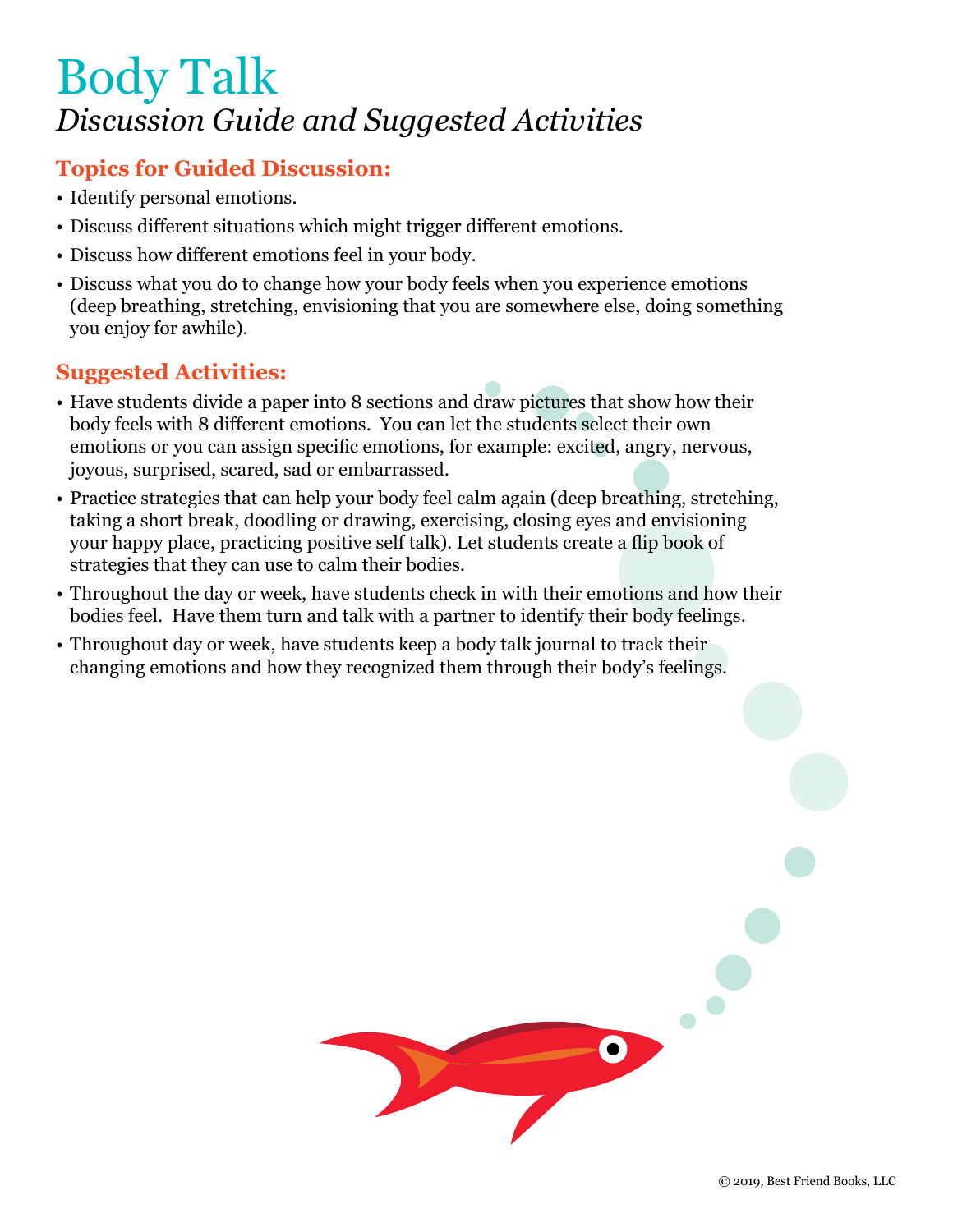# Body Talk

*Discussion Guide and Suggested Activities*

## Topics for Guided Discussion:

- Identify personal emotions.
- Discuss different situations which might trigger different emotions.
- Discuss how different emotions feel in your body.
- Discuss what you do to change how your body feels when you experience emotions (deep breathing, stretching, envisioning that you are somewhere else, doing something you enjoy for awhile).

## Suggested Activities:

- Have students divide a paper into 8 sections and draw pictures that show how their body feels with 8 different emotions. You can let the students select their own emotions or you can assign specific emotions, for example: excited, angry, nervous, joyous, surprised, scared, sad or embarrassed.
- Practice strategies that can help your body feel calm again (deep breathing, stretching, taking a short break, doodling or drawing, exercising, closing eyes and envisioning your happy place, practicing positive self talk). Let students create a flip book of strategies that they can use to calm their bodies.
- Throughout the day or week, have students check in with their emotions and how their bodies feel. Have them turn and talk with a partner to identify their body feelings.
- Throughout day or week, have students keep a body talk journal to track their changing emotions and how they recognized them through their body's feelings.

© 2019, Best Friend Books, LLC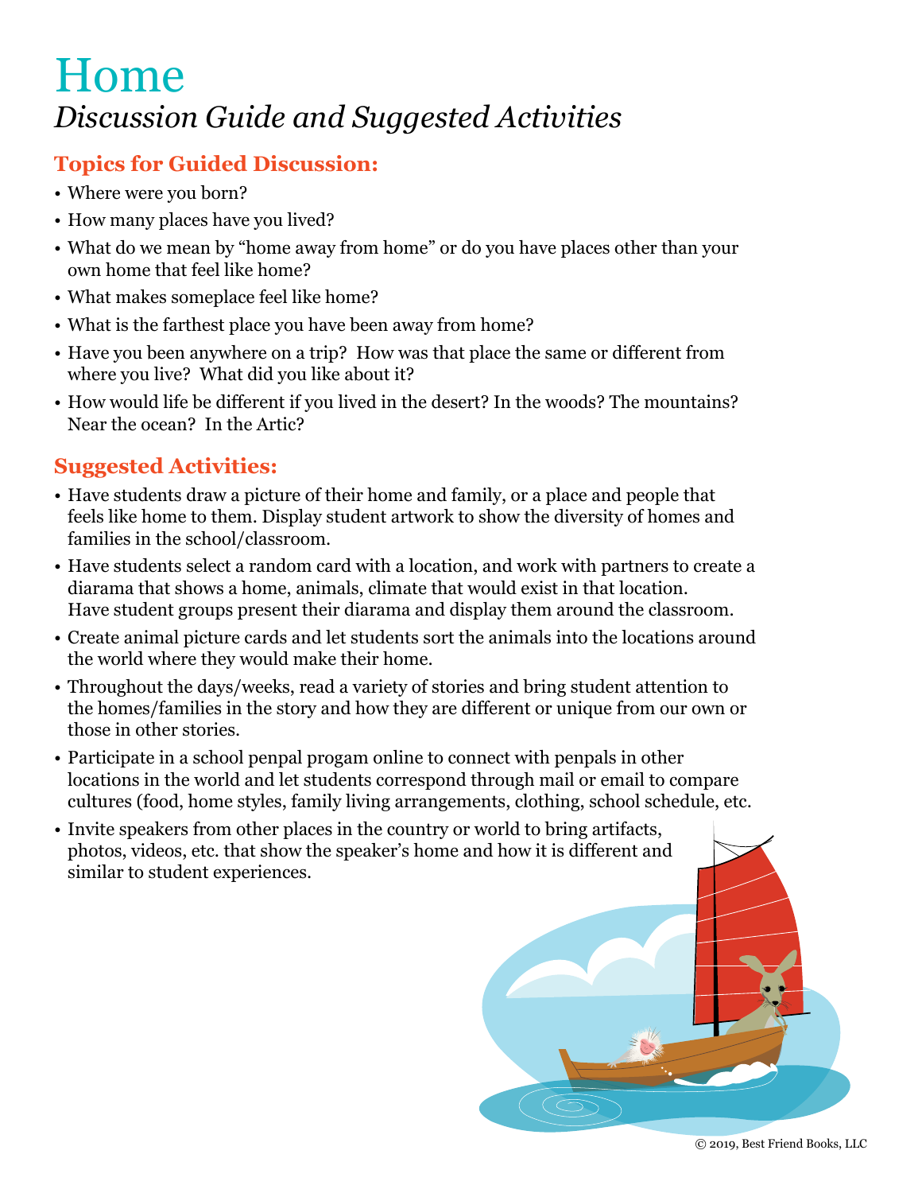# Home

## *Discussion Guide and Suggested Activities*

### Topics for Guided Discussion:

- Where were you born?
- How many places have you lived?
- What do we mean by "home away from home" or do you have places other than your own home that feel like home?
- What makes someplace feel like home?
- What is the farthest place you have been away from home?
- Have you been anywhere on a trip? How was that place the same or different from where you live? What did you like about it?
- How would life be different if you lived in the desert? In the woods? The mountains? Near the ocean? In the Artic?

### Suggested Activities:

- Have students draw a picture of their home and family, or a place and people that feels like home to them. Display student artwork to show the diversity of homes and families in the school/classroom.
- Have students select a random card with a location, and work with partners to create a diarama that shows a home, animals, climate that would exist in that location. Have student groups present their diarama and display them around the classroom.
- Create animal picture cards and let students sort the animals into the locations around the world where they would make their home.
- Throughout the days/weeks, read a variety of stories and bring student attention to the homes/families in the story and how they are different or unique from our own or those in other stories.
- Participate in a school penpal progam online to connect with penpals in other locations in the world and let students correspond through mail or email to compare cultures (food, home styles, family living arrangements, clothing, school schedule, etc.
- Invite speakers from other places in the country or world to bring artifacts, photos, videos, etc. that show the speaker's home and how it is different and similar to student experiences.

© 2019, Best Friend Books, LLC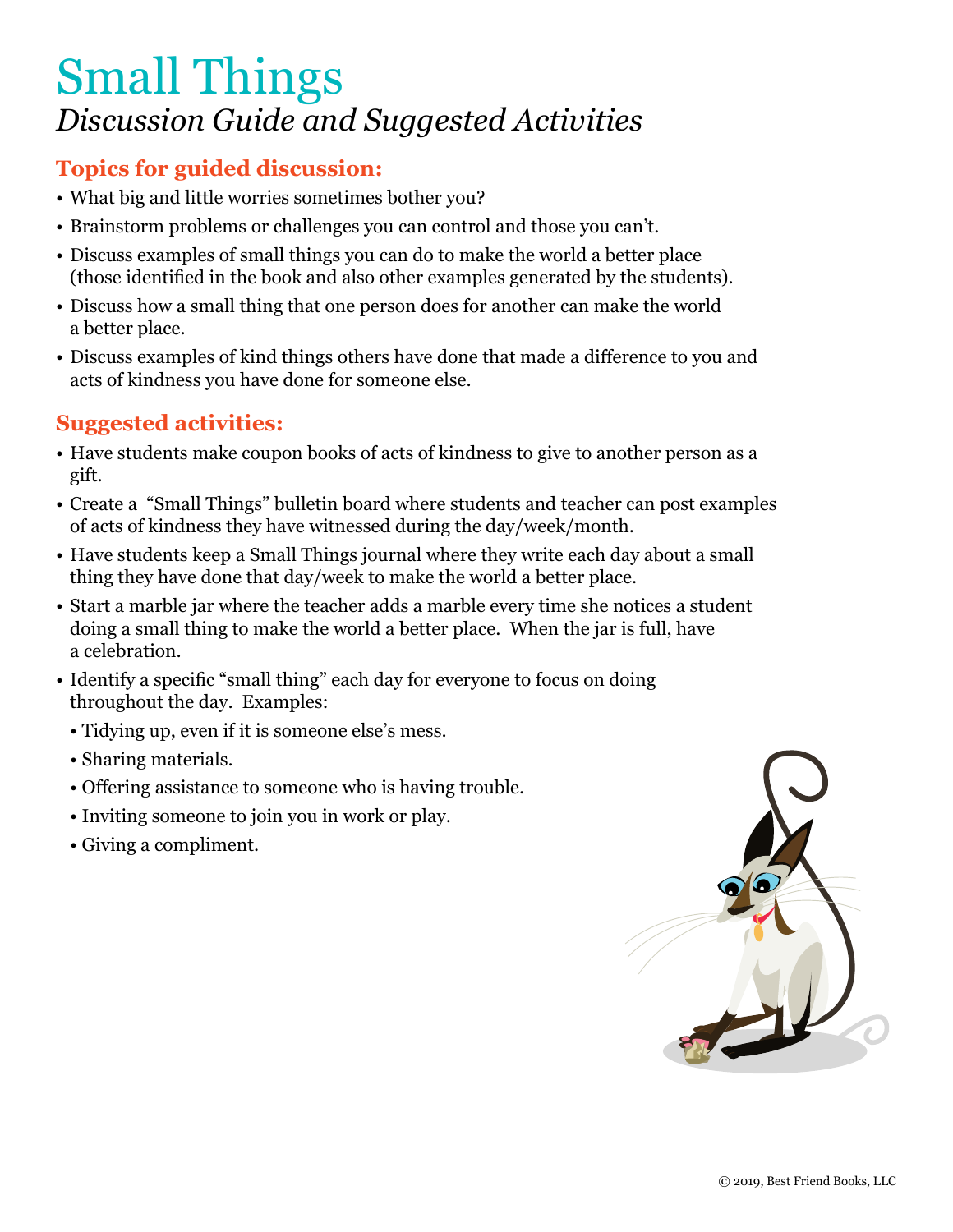# Small Things

*Discussion Guide and Suggested Activities*

## Topics for guided discussion:

- What big and little worries sometimes bother you?
- Brainstorm problems or challenges you can control and those you can't.
- Discuss examples of small things you can do to make the world a better place (those identified in the book and also other examples generated by the students).
- Discuss how a small thing that one person does for another can make the world a better place.
- Discuss examples of kind things others have done that made a difference to you and acts of kindness you have done for someone else.

## Suggested activities:

- Have students make coupon books of acts of kindness to give to another person as a gift.
- Create a "Small Things" bulletin board where students and teacher can post examples of acts of kindness they have witnessed during the day/week/month.
- Have students keep a Small Things journal where they write each day about a small thing they have done that day/week to make the world a better place.
- Start a marble jar where the teacher adds a marble every time she notices a student doing a small thing to make the world a better place. When the jar is full, have a celebration.
- Identify a specific "small thing" each day for everyone to focus on doing throughout the day. Examples:
  - Tidying up, even if it is someone else's mess.
  - Sharing materials.
  - Offering assistance to someone who is having trouble.
  - Inviting someone to join you in work or play.
  - Giving a compliment.

© 2019, Best Friend Books, LLC